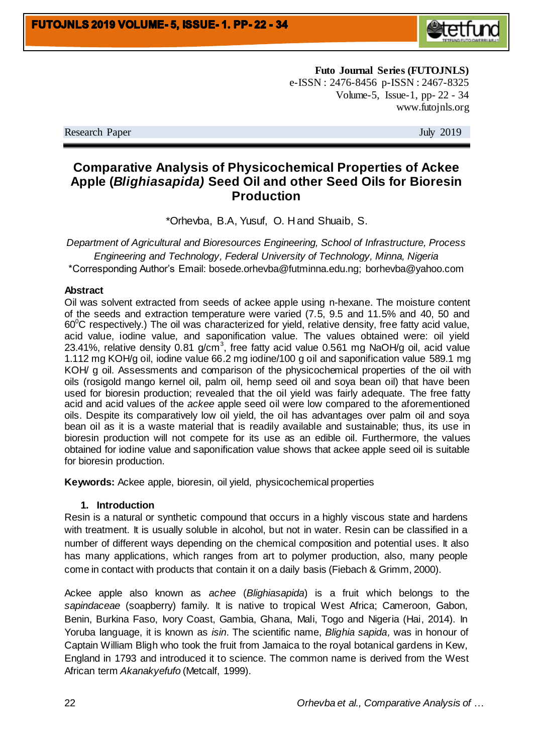**Futo Journal Series (FUTOJNLS)**
e-ISSN : 2476-8456 p-ISSN : 2467-8325
Volume-5, Issue-1, pp- 22 - 34
www.futojnls.org

Research Paper July 2019

# Comparative Analysis of Physicochemical Properties of Ackee Apple (*Blighiasapida)* Seed Oil and other Seed Oils for Bioresin Production

\*Orhevba, B.A, Yusuf, O. H and Shuaib, S.

*Department of Agricultural and Bioresources Engineering, School of Infrastructure, Process Engineering and Technology, Federal University of Technology, Minna, Nigeria*
\*Corresponding Author's Email: bosede.orhevba@futminna.edu.ng; borhevba@yahoo.com

### Abstract

Oil was solvent extracted from seeds of ackee apple using n-hexane. The moisture content of the seeds and extraction temperature were varied (7.5, 9.5 and 11.5% and 40, 50 and 60$^{0}$C respectively.) The oil was characterized for yield, relative density, free fatty acid value, acid value, iodine value, and saponification value. The values obtained were: oil yield 23.41%, relative density 0.81 g/cm$^3$, free fatty acid value 0.561 mg NaOH/g oil, acid value 1.112 mg KOH/g oil, iodine value 66.2 mg iodine/100 g oil and saponification value 589.1 mg KOH/ g oil. Assessments and comparison of the physicochemical properties of the oil with oils (rosigold mango kernel oil, palm oil, hemp seed oil and soya bean oil) that have been used for bioresin production; revealed that the oil yield was fairly adequate. The free fatty acid and acid values of the *ackee* apple seed oil were low compared to the aforementioned oils. Despite its comparatively low oil yield, the oil has advantages over palm oil and soya bean oil as it is a waste material that is readily available and sustainable; thus, its use in bioresin production will not compete for its use as an edible oil. Furthermore, the values obtained for iodine value and saponification value shows that ackee apple seed oil is suitable for bioresin production.

**Keywords:** Ackee apple, bioresin, oil yield, physicochemical properties

## 1. Introduction

Resin is a natural or synthetic compound that occurs in a highly viscous state and hardens with treatment. It is usually soluble in alcohol, but not in water. Resin can be classified in a number of different ways depending on the chemical composition and potential uses. It also has many applications, which ranges from art to polymer production, also, many people come in contact with products that contain it on a daily basis (Fiebach & Grimm, 2000).

Ackee apple also known as *achee* (*Blighiasapida*) is a fruit which belongs to the *sapindaceae* (soapberry) family. It is native to tropical West Africa; Cameroon, Gabon, Benin, Burkina Faso, Ivory Coast, Gambia, Ghana, Mali, Togo and Nigeria (Hai, 2014). In Yoruba language, it is known as *isin*. The scientific name, *Blighia sapida,* was in honour of Captain William Bligh who took the fruit from Jamaica to the royal botanical gardens in Kew, England in 1793 and introduced it to science. The common name is derived from the West African term *Akanakyefufo* (Metcalf, 1999).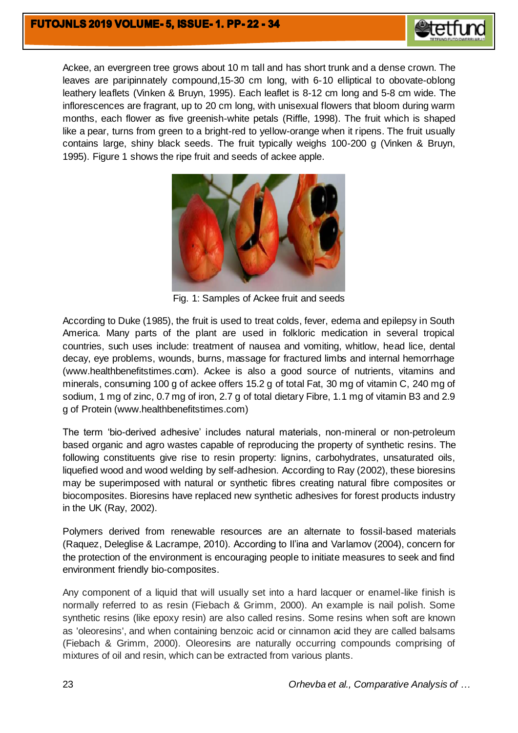Ackee, an evergreen tree grows about 10 m tall and has short trunk and a dense crown. The leaves are paripinnately compound,15-30 cm long, with 6-10 elliptical to obovate-oblong leathery leaflets (Vinken & Bruyn, 1995). Each leaflet is 8-12 cm long and 5-8 cm wide. The inflorescences are fragrant, up to 20 cm long, with unisexual flowers that bloom during warm months, each flower as five greenish-white petals (Riffle, 1998). The fruit which is shaped like a pear, turns from green to a bright-red to yellow-orange when it ripens. The fruit usually contains large, shiny black seeds. The fruit typically weighs 100-200 g (Vinken & Bruyn, 1995). Figure 1 shows the ripe fruit and seeds of ackee apple.

Fig. 1: Samples of Ackee fruit and seeds

According to Duke (1985), the fruit is used to treat colds, fever, edema and epilepsy in South America. Many parts of the plant are used in folkloric medication in several tropical countries, such uses include: treatment of nausea and vomiting, whitlow, head lice, dental decay, eye problems, wounds, burns, massage for fractured limbs and internal hemorrhage (www.healthbenefitstimes.com). Ackee is also a good source of nutrients, vitamins and minerals, consuming 100 g of ackee offers 15.2 g of total Fat, 30 mg of vitamin C, 240 mg of sodium, 1 mg of zinc, 0.7 mg of iron, 2.7 g of total dietary Fibre, 1.1 mg of vitamin B3 and 2.9 g of Protein (www.healthbenefitstimes.com)

The term 'bio-derived adhesive' includes natural materials, non-mineral or non-petroleum based organic and agro wastes capable of reproducing the property of synthetic resins. The following constituents give rise to resin property: lignins, carbohydrates, unsaturated oils, liquefied wood and wood welding by self-adhesion. According to Ray (2002), these bioresins may be superimposed with natural or synthetic fibres creating natural fibre composites or biocomposites. Bioresins have replaced new synthetic adhesives for forest products industry in the UK (Ray, 2002).

Polymers derived from renewable resources are an alternate to fossil-based materials (Raquez, Deleglise & Lacrampe, 2010). According to Il'ina and Varlamov (2004), concern for the protection of the environment is encouraging people to initiate measures to seek and find environment friendly bio-composites.

Any component of a liquid that will usually set into a hard lacquer or enamel-like finish is normally referred to as resin (Fiebach & Grimm, 2000). An example is nail polish. Some synthetic resins (like epoxy resin) are also called resins. Some resins when soft are known as 'oleoresins', and when containing benzoic acid or cinnamon acid they are called balsams (Fiebach & Grimm, 2000). Oleoresins are naturally occurring compounds comprising of mixtures of oil and resin, which can be extracted from various plants.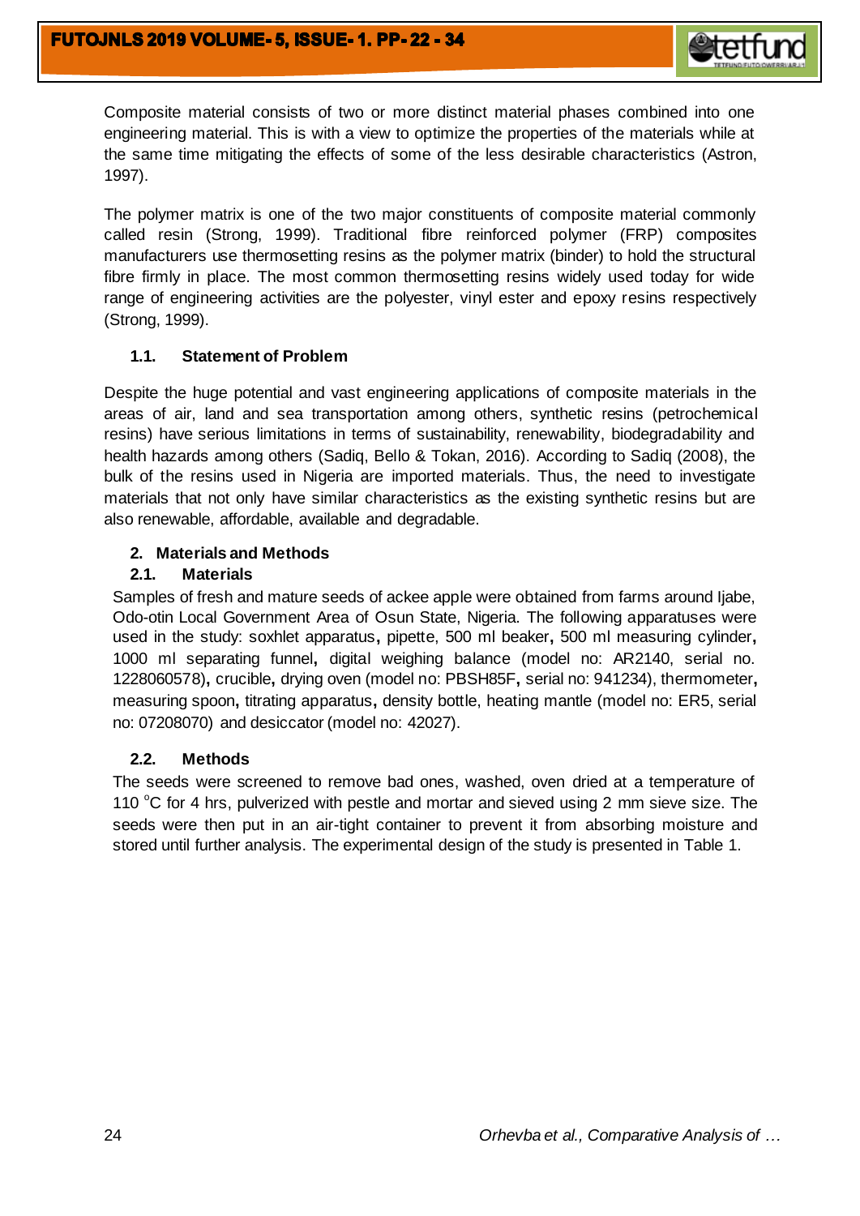Composite material consists of two or more distinct material phases combined into one engineering material. This is with a view to optimize the properties of the materials while at the same time mitigating the effects of some of the less desirable characteristics (Astron, 1997).

The polymer matrix is one of the two major constituents of composite material commonly called resin (Strong, 1999). Traditional fibre reinforced polymer (FRP) composites manufacturers use thermosetting resins as the polymer matrix (binder) to hold the structural fibre firmly in place. The most common thermosetting resins widely used today for wide range of engineering activities are the polyester, vinyl ester and epoxy resins respectively (Strong, 1999).

### 1.1. Statement of Problem

Despite the huge potential and vast engineering applications of composite materials in the areas of air, land and sea transportation among others, synthetic resins (petrochemical resins) have serious limitations in terms of sustainability, renewability, biodegradability and health hazards among others (Sadiq, Bello & Tokan, 2016). According to Sadiq (2008), the bulk of the resins used in Nigeria are imported materials. Thus, the need to investigate materials that not only have similar characteristics as the existing synthetic resins but are also renewable, affordable, available and degradable.

## 2. Materials and Methods

### 2.1. Materials

Samples of fresh and mature seeds of ackee apple were obtained from farms around Ijabe, Odo-otin Local Government Area of Osun State, Nigeria. The following apparatuses were used in the study: soxhlet apparatus**,** pipette, 500 ml beaker**,** 500 ml measuring cylinder**,** 1000 ml separating funnel**,** digital weighing balance (model no: AR2140, serial no. 1228060578)**,** crucible**,** drying oven (model no: PBSH85F**,** serial no: 941234), thermometer**,** measuring spoon**,** titrating apparatus**,** density bottle, heating mantle (model no: ER5, serial no: 07208070) and desiccator (model no: 42027).

### 2.2. Methods

The seeds were screened to remove bad ones, washed, oven dried at a temperature of 110 $^{o}$C for 4 hrs, pulverized with pestle and mortar and sieved using 2 mm sieve size. The seeds were then put in an air-tight container to prevent it from absorbing moisture and stored until further analysis. The experimental design of the study is presented in Table 1.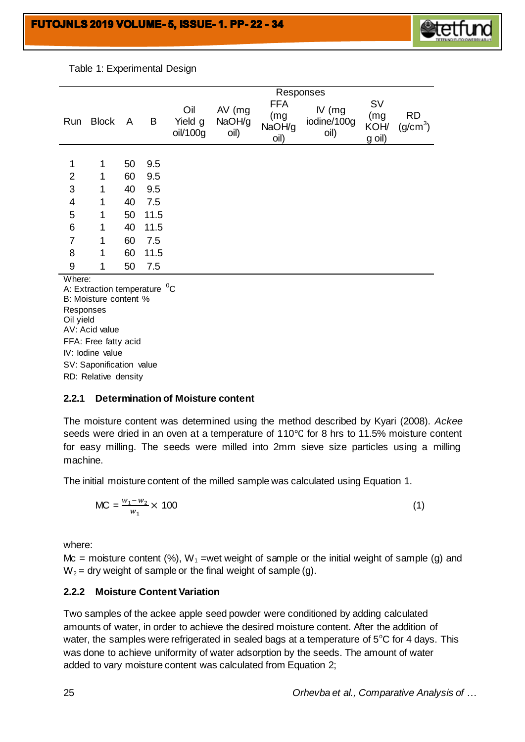Table 1: Experimental Design

| Run | Block | A | B | Oil Yield g oil/100g | AV (mg NaOH/g oil) | FFA (mg NaOH/g oil) | IV (mg iodine/100g oil) | SV (mg KOH/ g oil) | RD ($g/cm^3$) |
|---|---|---|---|---|---|---|---|---|---|
| | | | | Responses | | | | | |
| 1 | 1 | 50 | 9.5 | | | | | | |
| 2 | 1 | 60 | 9.5 | | | | | | |
| 3 | 1 | 40 | 9.5 | | | | | | |
| 4 | 1 | 40 | 7.5 | | | | | | |
| 5 | 1 | 50 | 11.5 | | | | | | |
| 6 | 1 | 40 | 11.5 | | | | | | |
| 7 | 1 | 60 | 7.5 | | | | | | |
| 8 | 1 | 60 | 11.5 | | | | | | |
| 9 | 1 | 50 | 7.5 | | | | | | |

Where:
A: Extraction temperature $^0$C
B: Moisture content %
Responses
Oil yield
AV: Acid value
FFA: Free fatty acid
IV: Iodine value
SV: Saponification value
RD: Relative density

### 2.2.1 Determination of Moisture content

The moisture content was determined using the method described by Kyari (2008). *Ackee* seeds were dried in an oven at a temperature of 110℃ for 8 hrs to 11.5% moisture content for easy milling. The seeds were milled into 2mm sieve size particles using a milling machine.

The initial moisture content of the milled sample was calculated using Equation 1.

$$MC = \frac{w_1 - w_2}{w_1} \times 100 \quad (1)$$

where:
Mc = moisture content (%), $W_1$ =wet weight of sample or the initial weight of sample (g) and $W_2$ = dry weight of sample or the final weight of sample (g).

### 2.2.2 Moisture Content Variation

Two samples of the ackee apple seed powder were conditioned by adding calculated amounts of water, in order to achieve the desired moisture content. After the addition of water, the samples were refrigerated in sealed bags at a temperature of 5°C for 4 days. This was done to achieve uniformity of water adsorption by the seeds. The amount of water added to vary moisture content was calculated from Equation 2;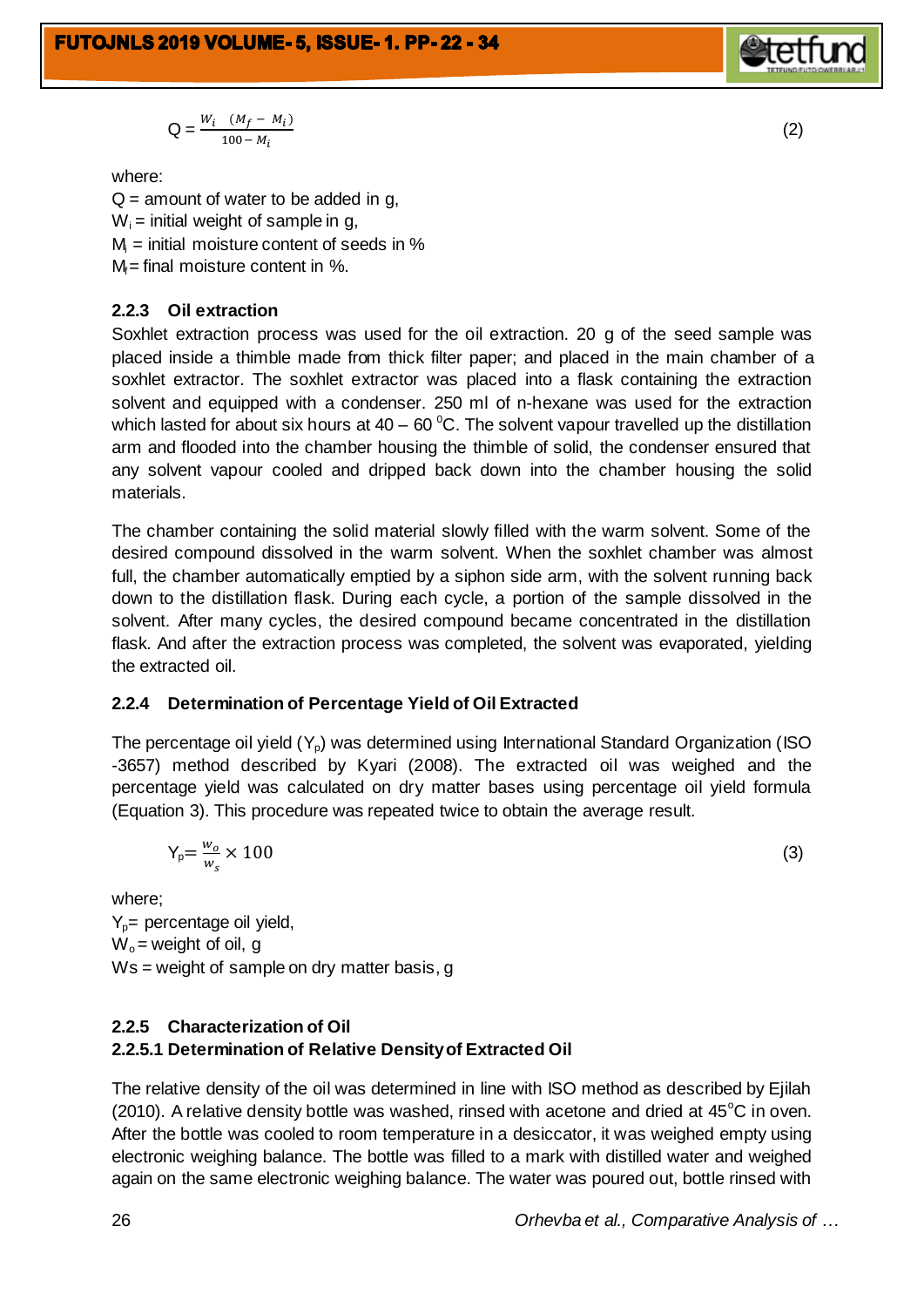$$Q = \frac{W_i \quad (M_f - M_i)}{100 - M_i} \tag{2}$$

where:

Q = amount of water to be added in g,
$W_i$ = initial weight of sample in g,
$M_i$ = initial moisture content of seeds in %
$M_f$ = final moisture content in %.

### 2.2.3 Oil extraction

Soxhlet extraction process was used for the oil extraction. 20 g of the seed sample was placed inside a thimble made from thick filter paper; and placed in the main chamber of a soxhlet extractor. The soxhlet extractor was placed into a flask containing the extraction solvent and equipped with a condenser. 250 ml of n-hexane was used for the extraction which lasted for about six hours at 40 – 60 $^0$C. The solvent vapour travelled up the distillation arm and flooded into the chamber housing the thimble of solid, the condenser ensured that any solvent vapour cooled and dripped back down into the chamber housing the solid materials.

The chamber containing the solid material slowly filled with the warm solvent. Some of the desired compound dissolved in the warm solvent. When the soxhlet chamber was almost full, the chamber automatically emptied by a siphon side arm, with the solvent running back down to the distillation flask. During each cycle, a portion of the sample dissolved in the solvent. After many cycles, the desired compound became concentrated in the distillation flask. And after the extraction process was completed, the solvent was evaporated, yielding the extracted oil.

### 2.2.4 Determination of Percentage Yield of Oil Extracted

The percentage oil yield ($Y_p$) was determined using International Standard Organization (ISO -3657) method described by Kyari (2008). The extracted oil was weighed and the percentage yield was calculated on dry matter bases using percentage oil yield formula (Equation 3). This procedure was repeated twice to obtain the average result.

$$Y_p = \frac{w_o}{w_s} \times 100 \tag{3}$$

where;

$Y_p$ = percentage oil yield,
$W_o$ = weight of oil, g
Ws = weight of sample on dry matter basis, g

### 2.2.5 Characterization of Oil

#### 2.2.5.1 Determination of Relative Density of Extracted Oil

The relative density of the oil was determined in line with ISO method as described by Ejilah (2010). A relative density bottle was washed, rinsed with acetone and dried at 45$^o$C in oven. After the bottle was cooled to room temperature in a desiccator, it was weighed empty using electronic weighing balance. The bottle was filled to a mark with distilled water and weighed again on the same electronic weighing balance. The water was poured out, bottle rinsed with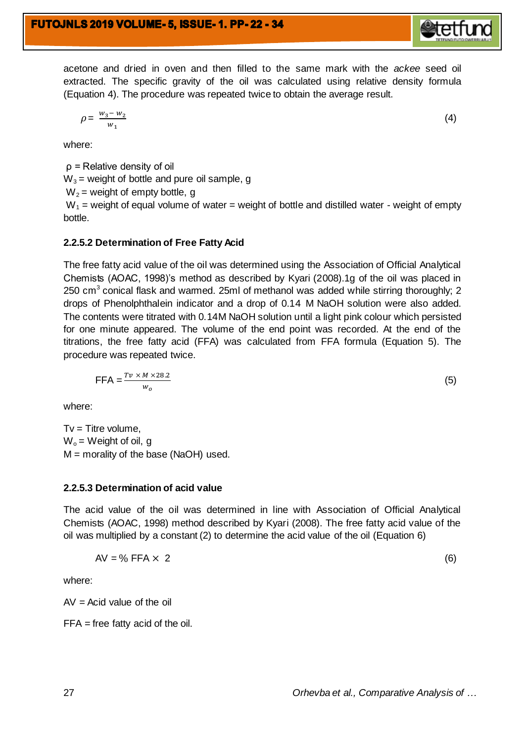acetone and dried in oven and then filled to the same mark with the *ackee* seed oil extracted. The specific gravity of the oil was calculated using relative density formula (Equation 4). The procedure was repeated twice to obtain the average result.

$$\rho = \frac{w_3 - w_2}{w_1} \tag{4}$$

where:

$\rho$ = Relative density of oil
$W_3$ = weight of bottle and pure oil sample, g
$W_2$ = weight of empty bottle, g
$W_1$ = weight of equal volume of water = weight of bottle and distilled water - weight of empty bottle.

### 2.2.5.2 Determination of Free Fatty Acid

The free fatty acid value of the oil was determined using the Association of Official Analytical Chemists (AOAC, 1998)'s method as described by Kyari (2008).1g of the oil was placed in 250 $cm^3$ conical flask and warmed. 25ml of methanol was added while stirring thoroughly; 2 drops of Phenolphthalein indicator and a drop of 0.14 M NaOH solution were also added. The contents were titrated with 0.14M NaOH solution until a light pink colour which persisted for one minute appeared. The volume of the end point was recorded. At the end of the titrations, the free fatty acid (FFA) was calculated from FFA formula (Equation 5). The procedure was repeated twice.

$$\text{FFA} = \frac{Tv \times M \times 28.2}{w_o} \tag{5}$$

where:

Tv = Titre volume,
$W_o$ = Weight of oil, g
M = morality of the base (NaOH) used.

### 2.2.5.3 Determination of acid value

The acid value of the oil was determined in line with Association of Official Analytical Chemists (AOAC, 1998) method described by Kyari (2008). The free fatty acid value of the oil was multiplied by a constant (2) to determine the acid value of the oil (Equation 6)

$$\text{AV} = \%\ \text{FFA} \times 2 \tag{6}$$

where:

AV = Acid value of the oil

FFA = free fatty acid of the oil.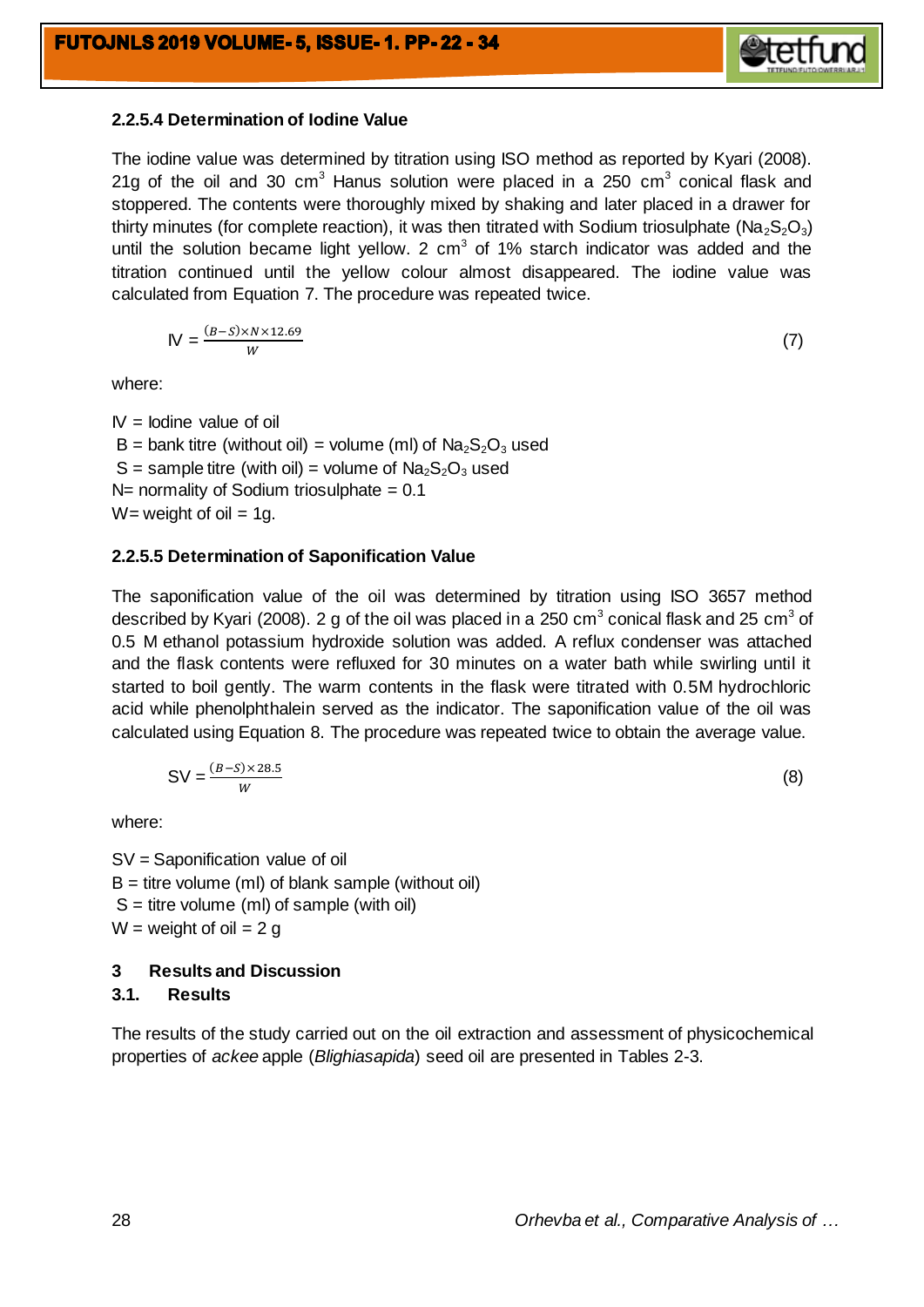#### 2.2.5.4 Determination of Iodine Value

The iodine value was determined by titration using ISO method as reported by Kyari (2008). 21g of the oil and 30 $cm^3$ Hanus solution were placed in a 250 $cm^3$ conical flask and stoppered. The contents were thoroughly mixed by shaking and later placed in a drawer for thirty minutes (for complete reaction), it was then titrated with Sodium triosulphate ($Na_2S_2O_3$) until the solution became light yellow. 2 $cm^3$ of 1% starch indicator was added and the titration continued until the yellow colour almost disappeared. The iodine value was calculated from Equation 7. The procedure was repeated twice.

$$IV = \frac{(B-S)\times N \times 12.69}{W} \quad (7)$$

where:

IV = Iodine value of oil
B = bank titre (without oil) = volume (ml) of $Na_2S_2O_3$ used
S = sample titre (with oil) = volume of $Na_2S_2O_3$ used
N= normality of Sodium triosulphate = 0.1
W= weight of oil = 1g.

#### 2.2.5.5 Determination of Saponification Value

The saponification value of the oil was determined by titration using ISO 3657 method described by Kyari (2008). 2 g of the oil was placed in a 250 $cm^3$ conical flask and 25 $cm^3$ of 0.5 M ethanol potassium hydroxide solution was added. A reflux condenser was attached and the flask contents were refluxed for 30 minutes on a water bath while swirling until it started to boil gently. The warm contents in the flask were titrated with 0.5M hydrochloric acid while phenolphthalein served as the indicator. The saponification value of the oil was calculated using Equation 8. The procedure was repeated twice to obtain the average value.

$$SV = \frac{(B-S)\times 28.5}{W} \quad (8)$$

where:

SV = Saponification value of oil
B = titre volume (ml) of blank sample (without oil)
S = titre volume (ml) of sample (with oil)
W = weight of oil = 2 g

## 3 Results and Discussion

### 3.1. Results

The results of the study carried out on the oil extraction and assessment of physicochemical properties of *ackee* apple (*Blighiasapida*) seed oil are presented in Tables 2-3.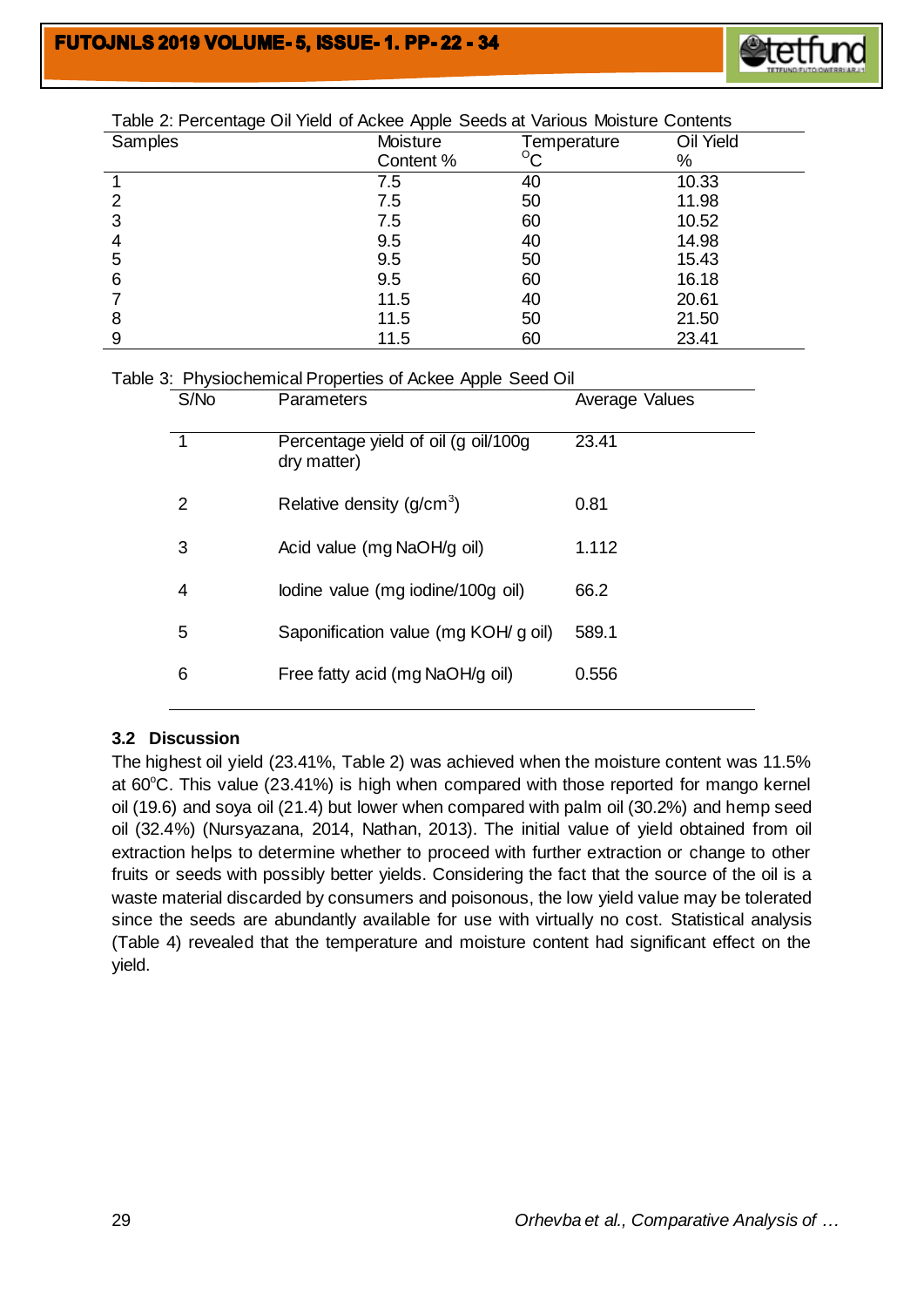Table 2: Percentage Oil Yield of Ackee Apple Seeds at Various Moisture Contents

| Samples | Moisture Content % | Temperature °C | Oil Yield % |
|---|---|---|---|
| 1 | 7.5 | 40 | 10.33 |
| 2 | 7.5 | 50 | 11.98 |
| 3 | 7.5 | 60 | 10.52 |
| 4 | 9.5 | 40 | 14.98 |
| 5 | 9.5 | 50 | 15.43 |
| 6 | 9.5 | 60 | 16.18 |
| 7 | 11.5 | 40 | 20.61 |
| 8 | 11.5 | 50 | 21.50 |
| 9 | 11.5 | 60 | 23.41 |

Table 3: Physiochemical Properties of Ackee Apple Seed Oil

| S/No | Parameters | Average Values |
|---|---|---|
| 1 | Percentage yield of oil (g oil/100g dry matter) | 23.41 |
| 2 | Relative density (g/cm$^3$) | 0.81 |
| 3 | Acid value (mg NaOH/g oil) | 1.112 |
| 4 | Iodine value (mg iodine/100g oil) | 66.2 |
| 5 | Saponification value (mg KOH/ g oil) | 589.1 |
| 6 | Free fatty acid (mg NaOH/g oil) | 0.556 |

### 3.2 Discussion

The highest oil yield (23.41%, Table 2) was achieved when the moisture content was 11.5% at 60°C. This value (23.41%) is high when compared with those reported for mango kernel oil (19.6) and soya oil (21.4) but lower when compared with palm oil (30.2%) and hemp seed oil (32.4%) (Nursyazana, 2014, Nathan, 2013). The initial value of yield obtained from oil extraction helps to determine whether to proceed with further extraction or change to other fruits or seeds with possibly better yields. Considering the fact that the source of the oil is a waste material discarded by consumers and poisonous, the low yield value may be tolerated since the seeds are abundantly available for use with virtually no cost. Statistical analysis (Table 4) revealed that the temperature and moisture content had significant effect on the yield.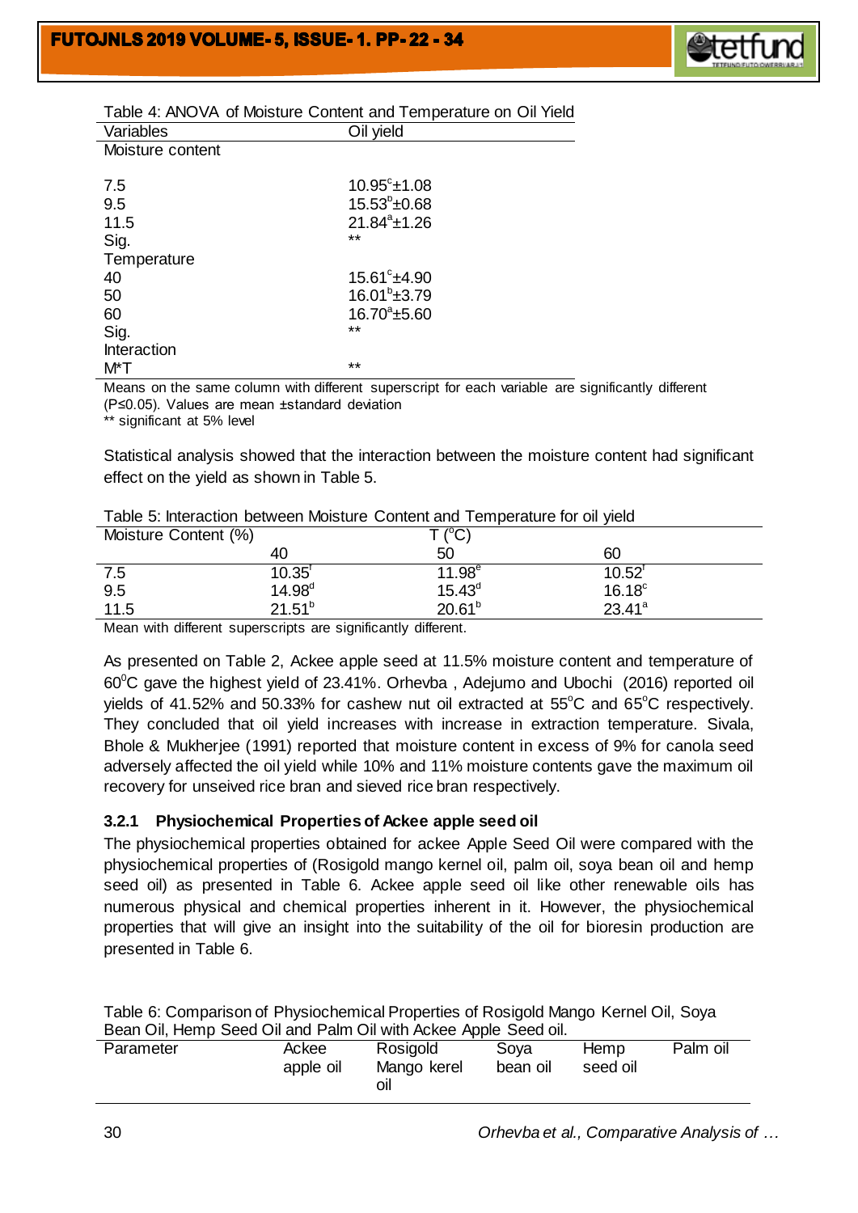Table 4: ANOVA of Moisture Content and Temperature on Oil Yield

| Variables | Oil yield |
|---|---|
| Moisture content | |
| 7.5 | $10.95^{c}\pm1.08$ |
| 9.5 | $15.53^{b}\pm0.68$ |
| 11.5 | $21.84^{a}\pm1.26$ |
| Sig. | ** |
| Temperature | |
| 40 | $15.61^{c}\pm4.90$ |
| 50 | $16.01^{b}\pm3.79$ |
| 60 | $16.70^{a}\pm5.60$ |
| Sig. | ** |
| Interaction | |
| M*T | ** |

Means on the same column with different superscript for each variable are significantly different ($P\leq0.05$). Values are mean ±standard deviation
** significant at 5% level

Statistical analysis showed that the interaction between the moisture content had significant effect on the yield as shown in Table 5.

Table 5: Interaction between Moisture Content and Temperature for oil yield

| Moisture Content (%) | T (°C) | | |
|---|---|---|---|
| | 40 | 50 | 60 |
| 7.5 | $10.35^{f}$ | $11.98^{e}$ | $10.52^{f}$ |
| 9.5 | $14.98^{d}$ | $15.43^{d}$ | $16.18^{c}$ |
| 11.5 | $21.51^{b}$ | $20.61^{b}$ | $23.41^{a}$ |

Mean with different superscripts are significantly different.

As presented on Table 2, Ackee apple seed at 11.5% moisture content and temperature of 60°C gave the highest yield of 23.41%. Orhevba , Adejumo and Ubochi (2016) reported oil yields of 41.52% and 50.33% for cashew nut oil extracted at 55°C and 65°C respectively. They concluded that oil yield increases with increase in extraction temperature. Sivala, Bhole & Mukherjee (1991) reported that moisture content in excess of 9% for canola seed adversely affected the oil yield while 10% and 11% moisture contents gave the maximum oil recovery for unseived rice bran and sieved rice bran respectively.

### 3.2.1 Physiochemical Properties of Ackee apple seed oil

The physiochemical properties obtained for ackee Apple Seed Oil were compared with the physiochemical properties of (Rosigold mango kernel oil, palm oil, soya bean oil and hemp seed oil) as presented in Table 6. Ackee apple seed oil like other renewable oils has numerous physical and chemical properties inherent in it. However, the physiochemical properties that will give an insight into the suitability of the oil for bioresin production are presented in Table 6.

Table 6: Comparison of Physiochemical Properties of Rosigold Mango Kernel Oil, Soya Bean Oil, Hemp Seed Oil and Palm Oil with Ackee Apple Seed oil.

| Parameter | Ackee apple oil | Rosigold Mango kerel oil | Soya bean oil | Hemp seed oil | Palm oil |
|---|---|---|---|---|---|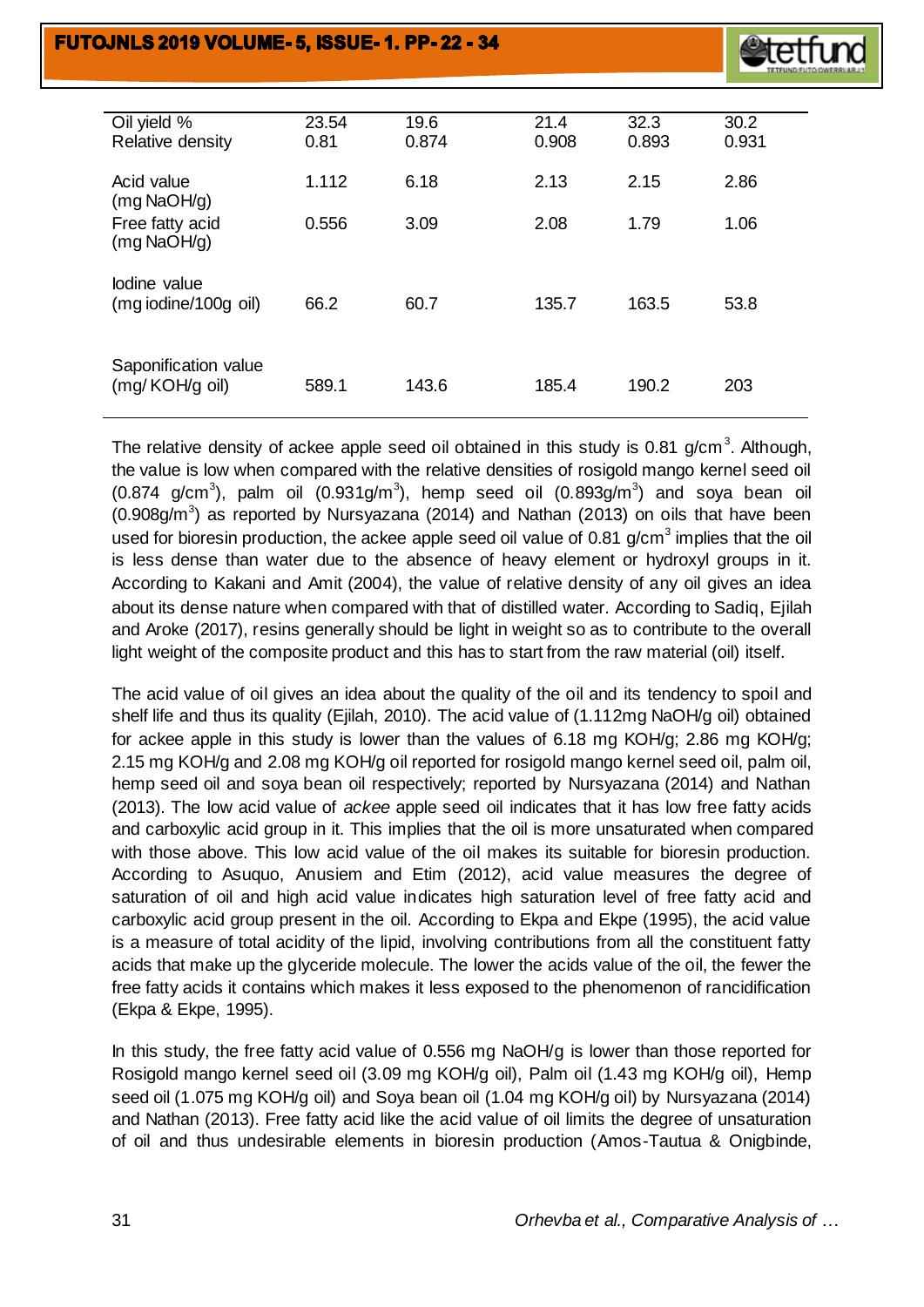| | | | | | |
|---|---|---|---|---|---|
| Oil yield % | 23.54 | 19.6 | 21.4 | 32.3 | 30.2 |
| Relative density | 0.81 | 0.874 | 0.908 | 0.893 | 0.931 |
| Acid value (mg NaOH/g) | 1.112 | 6.18 | 2.13 | 2.15 | 2.86 |
| Free fatty acid (mg NaOH/g) | 0.556 | 3.09 | 2.08 | 1.79 | 1.06 |
| Iodine value (mg iodine/100g oil) | 66.2 | 60.7 | 135.7 | 163.5 | 53.8 |
| Saponification value (mg/ KOH/g oil) | 589.1 | 143.6 | 185.4 | 190.2 | 203 |

The relative density of ackee apple seed oil obtained in this study is 0.81 g/cm$^3$. Although, the value is low when compared with the relative densities of rosigold mango kernel seed oil (0.874 g/cm$^3$), palm oil (0.931g/m$^3$), hemp seed oil (0.893g/m$^3$) and soya bean oil (0.908g/m$^3$) as reported by Nursyazana (2014) and Nathan (2013) on oils that have been used for bioresin production, the ackee apple seed oil value of 0.81 g/cm$^3$ implies that the oil is less dense than water due to the absence of heavy element or hydroxyl groups in it. According to Kakani and Amit (2004), the value of relative density of any oil gives an idea about its dense nature when compared with that of distilled water. According to Sadiq, Ejilah and Aroke (2017), resins generally should be light in weight so as to contribute to the overall light weight of the composite product and this has to start from the raw material (oil) itself.

The acid value of oil gives an idea about the quality of the oil and its tendency to spoil and shelf life and thus its quality (Ejilah, 2010). The acid value of (1.112mg NaOH/g oil) obtained for ackee apple in this study is lower than the values of 6.18 mg KOH/g; 2.86 mg KOH/g; 2.15 mg KOH/g and 2.08 mg KOH/g oil reported for rosigold mango kernel seed oil, palm oil, hemp seed oil and soya bean oil respectively; reported by Nursyazana (2014) and Nathan (2013). The low acid value of *ackee* apple seed oil indicates that it has low free fatty acids and carboxylic acid group in it. This implies that the oil is more unsaturated when compared with those above. This low acid value of the oil makes its suitable for bioresin production. According to Asuquo, Anusiem and Etim (2012), acid value measures the degree of saturation of oil and high acid value indicates high saturation level of free fatty acid and carboxylic acid group present in the oil. According to Ekpa and Ekpe (1995), the acid value is a measure of total acidity of the lipid, involving contributions from all the constituent fatty acids that make up the glyceride molecule. The lower the acids value of the oil, the fewer the free fatty acids it contains which makes it less exposed to the phenomenon of rancidification (Ekpa & Ekpe, 1995).

In this study, the free fatty acid value of 0.556 mg NaOH/g is lower than those reported for Rosigold mango kernel seed oil (3.09 mg KOH/g oil), Palm oil (1.43 mg KOH/g oil), Hemp seed oil (1.075 mg KOH/g oil) and Soya bean oil (1.04 mg KOH/g oil) by Nursyazana (2014) and Nathan (2013). Free fatty acid like the acid value of oil limits the degree of unsaturation of oil and thus undesirable elements in bioresin production (Amos-Tautua & Onigbinde,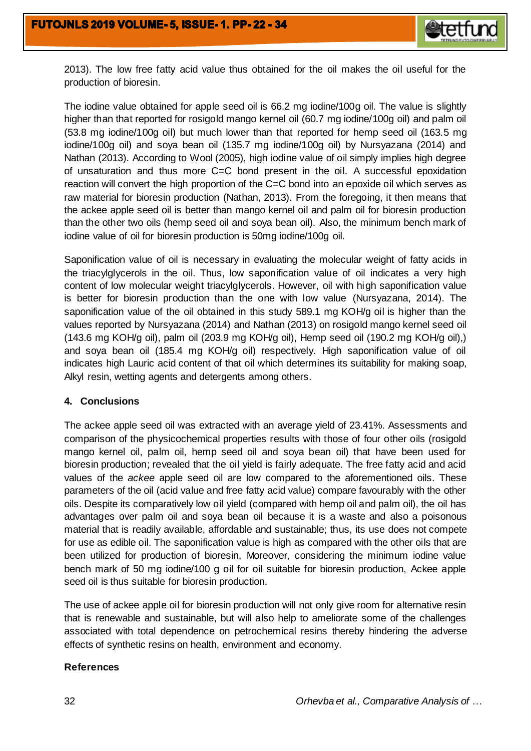2013). The low free fatty acid value thus obtained for the oil makes the oil useful for the production of bioresin.

The iodine value obtained for apple seed oil is 66.2 mg iodine/100g oil. The value is slightly higher than that reported for rosigold mango kernel oil (60.7 mg iodine/100g oil) and palm oil (53.8 mg iodine/100g oil) but much lower than that reported for hemp seed oil (163.5 mg iodine/100g oil) and soya bean oil (135.7 mg iodine/100g oil) by Nursyazana (2014) and Nathan (2013). According to Wool (2005), high iodine value of oil simply implies high degree of unsaturation and thus more C=C bond present in the oil. A successful epoxidation reaction will convert the high proportion of the C=C bond into an epoxide oil which serves as raw material for bioresin production (Nathan, 2013). From the foregoing, it then means that the ackee apple seed oil is better than mango kernel oil and palm oil for bioresin production than the other two oils (hemp seed oil and soya bean oil). Also, the minimum bench mark of iodine value of oil for bioresin production is 50mg iodine/100g oil.

Saponification value of oil is necessary in evaluating the molecular weight of fatty acids in the triacylglycerols in the oil. Thus, low saponification value of oil indicates a very high content of low molecular weight triacylglycerols. However, oil with high saponification value is better for bioresin production than the one with low value (Nursyazana, 2014). The saponification value of the oil obtained in this study 589.1 mg KOH/g oil is higher than the values reported by Nursyazana (2014) and Nathan (2013) on rosigold mango kernel seed oil (143.6 mg KOH/g oil), palm oil (203.9 mg KOH/g oil), Hemp seed oil (190.2 mg KOH/g oil),) and soya bean oil (185.4 mg KOH/g oil) respectively. High saponification value of oil indicates high Lauric acid content of that oil which determines its suitability for making soap, Alkyl resin, wetting agents and detergents among others.

## 4. Conclusions

The ackee apple seed oil was extracted with an average yield of 23.41%. Assessments and comparison of the physicochemical properties results with those of four other oils (rosigold mango kernel oil, palm oil, hemp seed oil and soya bean oil) that have been used for bioresin production; revealed that the oil yield is fairly adequate. The free fatty acid and acid values of the *ackee* apple seed oil are low compared to the aforementioned oils. These parameters of the oil (acid value and free fatty acid value) compare favourably with the other oils. Despite its comparatively low oil yield (compared with hemp oil and palm oil), the oil has advantages over palm oil and soya bean oil because it is a waste and also a poisonous material that is readily available, affordable and sustainable; thus, its use does not compete for use as edible oil. The saponification value is high as compared with the other oils that are been utilized for production of bioresin, Moreover, considering the minimum iodine value bench mark of 50 mg iodine/100 g oil for oil suitable for bioresin production, Ackee apple seed oil is thus suitable for bioresin production.

The use of ackee apple oil for bioresin production will not only give room for alternative resin that is renewable and sustainable, but will also help to ameliorate some of the challenges associated with total dependence on petrochemical resins thereby hindering the adverse effects of synthetic resins on health, environment and economy.

## References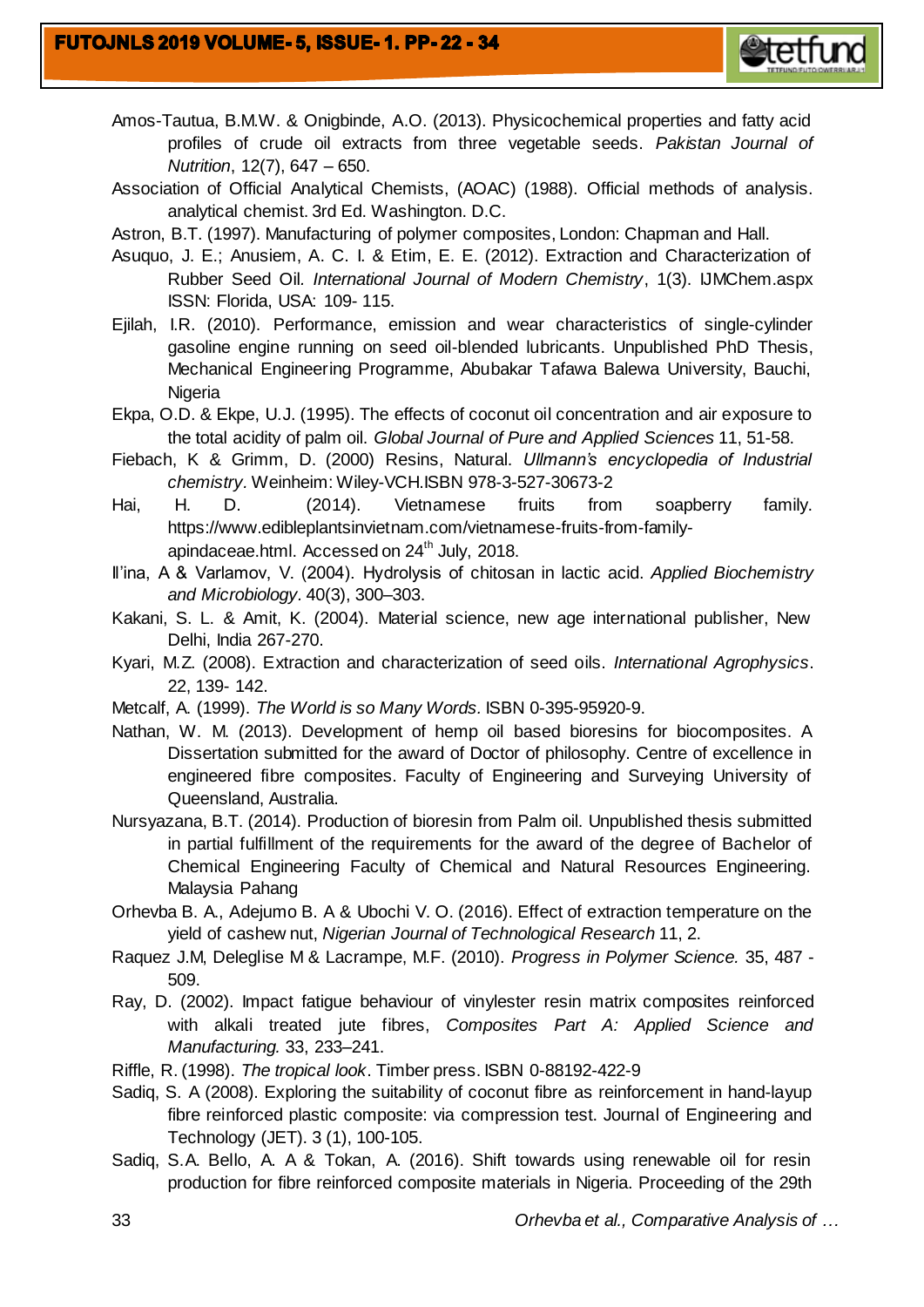Amos-Tautua, B.M.W. & Onigbinde, A.O. (2013). Physicochemical properties and fatty acid profiles of crude oil extracts from three vegetable seeds. *Pakistan Journal of Nutrition*, 12(7), 647 – 650.

Association of Official Analytical Chemists, (AOAC) (1988). Official methods of analysis. analytical chemist. 3rd Ed. Washington. D.C.

Astron, B.T. (1997). Manufacturing of polymer composites, London: Chapman and Hall.

Asuquo, J. E.; Anusiem, A. C. I. & Etim, E. E. (2012). Extraction and Characterization of Rubber Seed Oil. *International Journal of Modern Chemistry*, 1(3). IJMChem.aspx ISSN: Florida, USA: 109- 115.

Ejilah, I.R. (2010). Performance, emission and wear characteristics of single-cylinder gasoline engine running on seed oil-blended lubricants. Unpublished PhD Thesis, Mechanical Engineering Programme, Abubakar Tafawa Balewa University, Bauchi, Nigeria

Ekpa, O.D. & Ekpe, U.J. (1995). The effects of coconut oil concentration and air exposure to the total acidity of palm oil. *Global Journal of Pure and Applied Sciences* 11, 51-58.

Fiebach, K & Grimm, D. (2000) Resins, Natural. *Ullmann's encyclopedia of Industrial chemistry*. Weinheim: Wiley-VCH.ISBN 978-3-527-30673-2

Hai, H. D. (2014). Vietnamese fruits from soapberry family. https://www.edibleplantsinvietnam.com/vietnamese-fruits-from-family-apindaceae.html. Accessed on 24th July, 2018.

Il'ina, A & Varlamov, V. (2004). Hydrolysis of chitosan in lactic acid. *Applied Biochemistry and Microbiology*. 40(3), 300–303.

Kakani, S. L. & Amit, K. (2004). Material science, new age international publisher, New Delhi, India 267-270.

Kyari, M.Z. (2008). Extraction and characterization of seed oils. *International Agrophysics*. 22, 139- 142.

Metcalf, A. (1999). *The World is so Many Words.* ISBN 0-395-95920-9.

Nathan, W. M. (2013). Development of hemp oil based bioresins for biocomposites. A Dissertation submitted for the award of Doctor of philosophy. Centre of excellence in engineered fibre composites. Faculty of Engineering and Surveying University of Queensland, Australia.

Nursyazana, B.T. (2014). Production of bioresin from Palm oil. Unpublished thesis submitted in partial fulfillment of the requirements for the award of the degree of Bachelor of Chemical Engineering Faculty of Chemical and Natural Resources Engineering. Malaysia Pahang

Orhevba B. A., Adejumo B. A & Ubochi V. O. (2016). Effect of extraction temperature on the yield of cashew nut, *Nigerian Journal of Technological Research* 11, 2.

Raquez J.M, Deleglise M & Lacrampe, M.F. (2010). *Progress in Polymer Science.* 35, 487 - 509.

Ray, D. (2002). Impact fatigue behaviour of vinylester resin matrix composites reinforced with alkali treated jute fibres, *Composites Part A: Applied Science and Manufacturing.* 33, 233–241.

Riffle, R. (1998). *The tropical look*. Timber press. ISBN 0-88192-422-9

Sadiq, S. A (2008). Exploring the suitability of coconut fibre as reinforcement in hand-layup fibre reinforced plastic composite: via compression test. Journal of Engineering and Technology (JET). 3 (1), 100-105.

Sadiq, S.A. Bello, A. A & Tokan, A. (2016). Shift towards using renewable oil for resin production for fibre reinforced composite materials in Nigeria. Proceeding of the 29th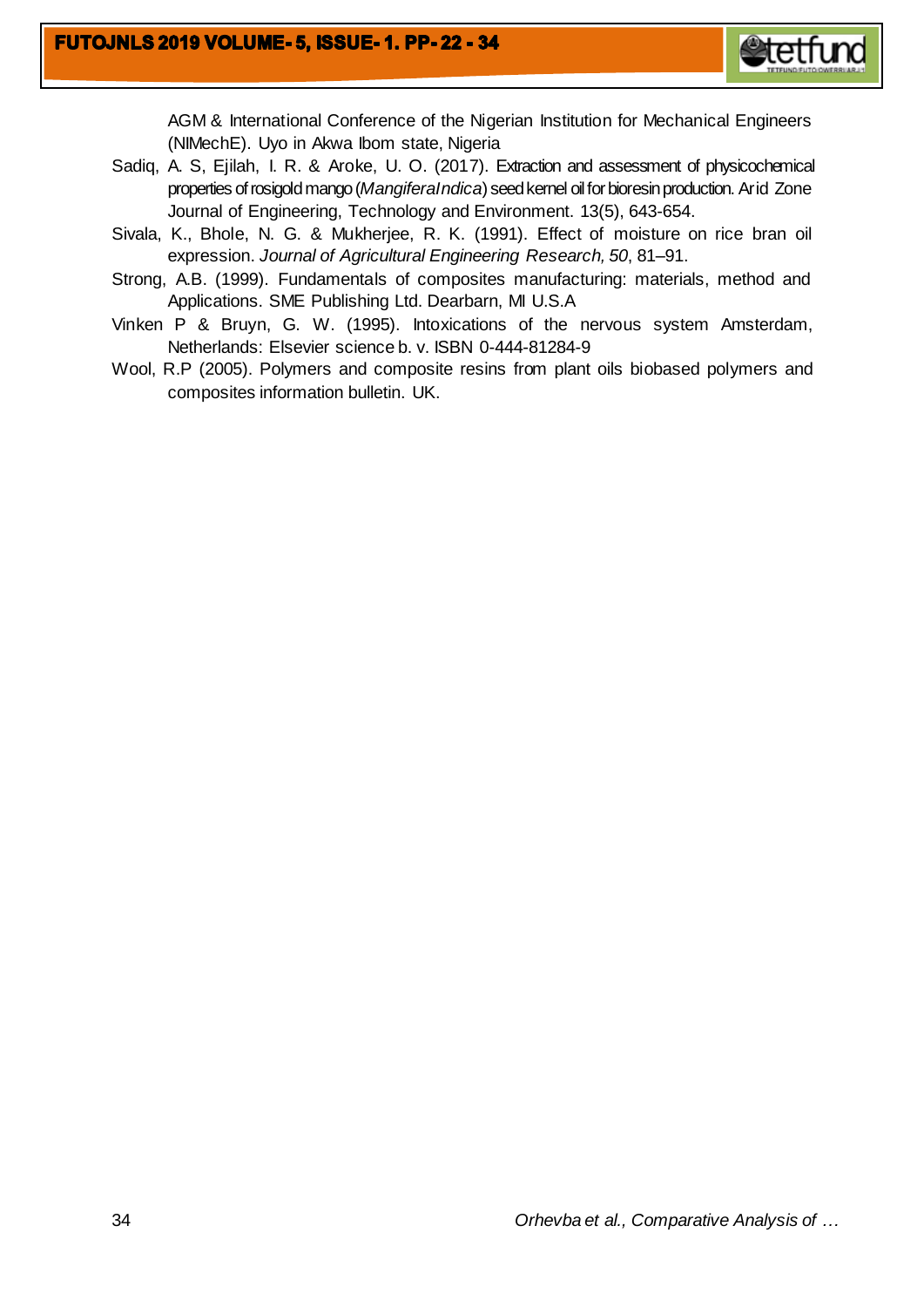AGM & International Conference of the Nigerian Institution for Mechanical Engineers (NIMechE). Uyo in Akwa Ibom state, Nigeria

Sadiq, A. S, Ejilah, I. R. & Aroke, U. O. (2017). Extraction and assessment of physicochemical properties of rosigold mango (*MangiferaIndica*) seed kernel oil for bioresin production. Arid Zone Journal of Engineering, Technology and Environment. 13(5), 643-654.

Sivala, K., Bhole, N. G. & Mukherjee, R. K. (1991). Effect of moisture on rice bran oil expression. *Journal of Agricultural Engineering Research, 50*, 81–91.

Strong, A.B. (1999). Fundamentals of composites manufacturing: materials, method and Applications. SME Publishing Ltd. Dearbarn, MI U.S.A

Vinken P & Bruyn, G. W. (1995). Intoxications of the nervous system Amsterdam, Netherlands: Elsevier science b. v. ISBN 0-444-81284-9

Wool, R.P (2005). Polymers and composite resins from plant oils biobased polymers and composites information bulletin. UK.